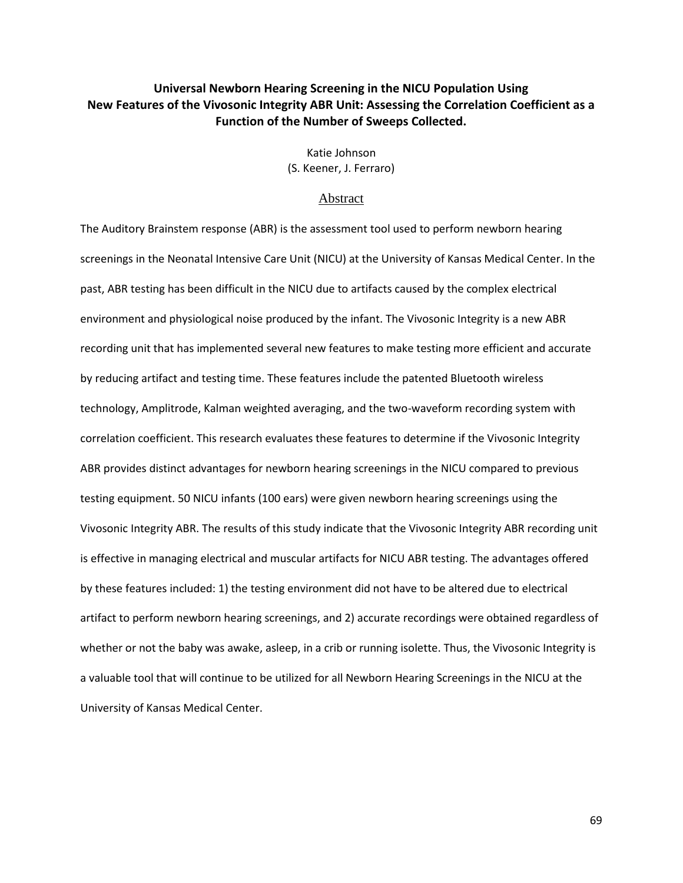# Universal Newborn Hearing Screening in the NICU Population Using New Features of the Vivosonic Integrity ABR Unit: Assessing the Correlation Coefficient as a Function of the Number of Sweeps Collected.

Katie Johnson
(S. Keener, J. Ferraro)

## Abstract

The Auditory Brainstem response (ABR) is the assessment tool used to perform newborn hearing screenings in the Neonatal Intensive Care Unit (NICU) at the University of Kansas Medical Center. In the past, ABR testing has been difficult in the NICU due to artifacts caused by the complex electrical environment and physiological noise produced by the infant. The Vivosonic Integrity is a new ABR recording unit that has implemented several new features to make testing more efficient and accurate by reducing artifact and testing time. These features include the patented Bluetooth wireless technology, Amplitrode, Kalman weighted averaging, and the two-waveform recording system with correlation coefficient. This research evaluates these features to determine if the Vivosonic Integrity ABR provides distinct advantages for newborn hearing screenings in the NICU compared to previous testing equipment. 50 NICU infants (100 ears) were given newborn hearing screenings using the Vivosonic Integrity ABR. The results of this study indicate that the Vivosonic Integrity ABR recording unit is effective in managing electrical and muscular artifacts for NICU ABR testing. The advantages offered by these features included: 1) the testing environment did not have to be altered due to electrical artifact to perform newborn hearing screenings, and 2) accurate recordings were obtained regardless of whether or not the baby was awake, asleep, in a crib or running isolette. Thus, the Vivosonic Integrity is a valuable tool that will continue to be utilized for all Newborn Hearing Screenings in the NICU at the University of Kansas Medical Center.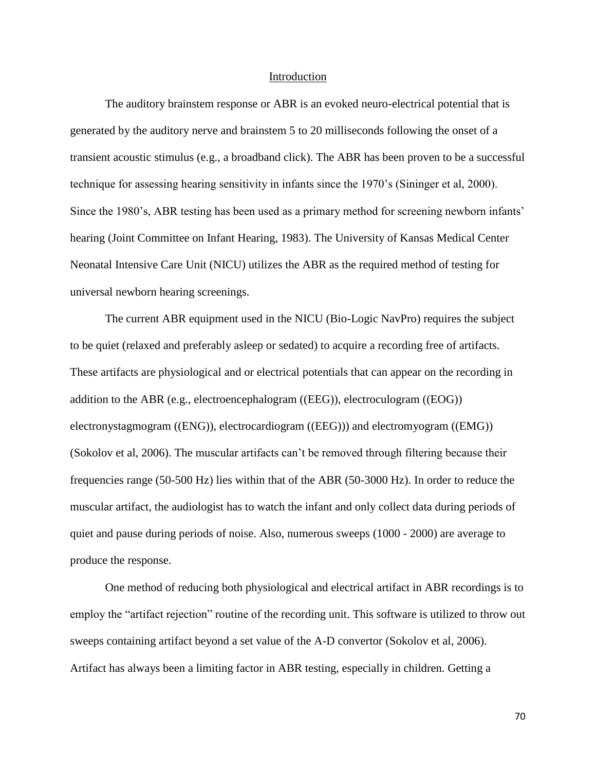## Introduction

The auditory brainstem response or ABR is an evoked neuro-electrical potential that is generated by the auditory nerve and brainstem 5 to 20 milliseconds following the onset of a transient acoustic stimulus (e.g., a broadband click). The ABR has been proven to be a successful technique for assessing hearing sensitivity in infants since the 1970's (Sininger et al, 2000). Since the 1980's, ABR testing has been used as a primary method for screening newborn infants' hearing (Joint Committee on Infant Hearing, 1983). The University of Kansas Medical Center Neonatal Intensive Care Unit (NICU) utilizes the ABR as the required method of testing for universal newborn hearing screenings.

The current ABR equipment used in the NICU (Bio-Logic NavPro) requires the subject to be quiet (relaxed and preferably asleep or sedated) to acquire a recording free of artifacts. These artifacts are physiological and or electrical potentials that can appear on the recording in addition to the ABR (e.g., electroencephalogram ((EEG)), electroculogram ((EOG)) electronystagmogram ((ENG)), electrocardiogram ((EEG))) and electromyogram ((EMG)) (Sokolov et al, 2006). The muscular artifacts can't be removed through filtering because their frequencies range (50-500 Hz) lies within that of the ABR (50-3000 Hz). In order to reduce the muscular artifact, the audiologist has to watch the infant and only collect data during periods of quiet and pause during periods of noise. Also, numerous sweeps (1000 - 2000) are average to produce the response.

One method of reducing both physiological and electrical artifact in ABR recordings is to employ the "artifact rejection" routine of the recording unit. This software is utilized to throw out sweeps containing artifact beyond a set value of the A-D convertor (Sokolov et al, 2006). Artifact has always been a limiting factor in ABR testing, especially in children. Getting a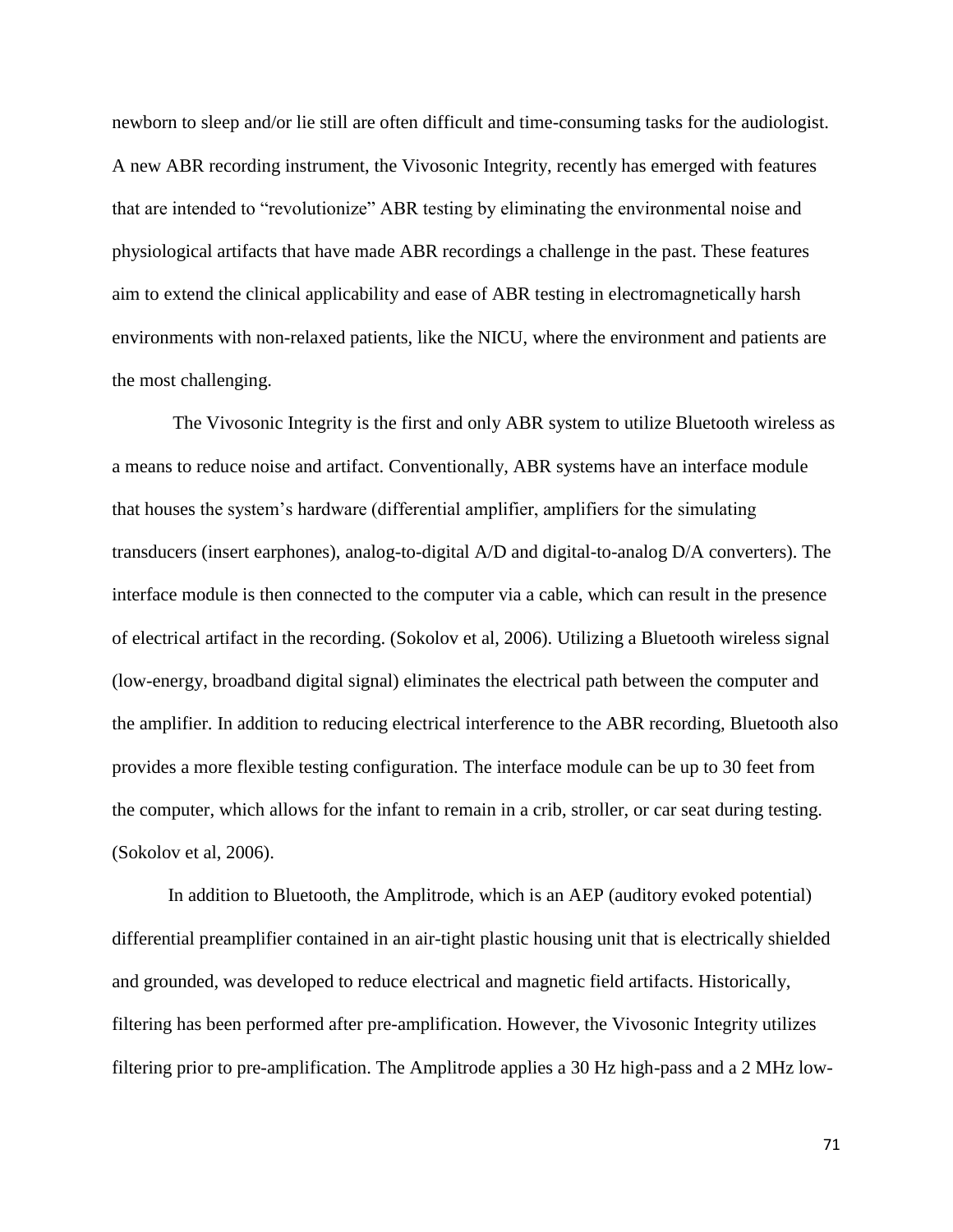newborn to sleep and/or lie still are often difficult and time-consuming tasks for the audiologist. A new ABR recording instrument, the Vivosonic Integrity, recently has emerged with features that are intended to "revolutionize" ABR testing by eliminating the environmental noise and physiological artifacts that have made ABR recordings a challenge in the past. These features aim to extend the clinical applicability and ease of ABR testing in electromagnetically harsh environments with non-relaxed patients, like the NICU, where the environment and patients are the most challenging.

The Vivosonic Integrity is the first and only ABR system to utilize Bluetooth wireless as a means to reduce noise and artifact. Conventionally, ABR systems have an interface module that houses the system's hardware (differential amplifier, amplifiers for the simulating transducers (insert earphones), analog-to-digital A/D and digital-to-analog D/A converters). The interface module is then connected to the computer via a cable, which can result in the presence of electrical artifact in the recording. (Sokolov et al, 2006). Utilizing a Bluetooth wireless signal (low-energy, broadband digital signal) eliminates the electrical path between the computer and the amplifier. In addition to reducing electrical interference to the ABR recording, Bluetooth also provides a more flexible testing configuration. The interface module can be up to 30 feet from the computer, which allows for the infant to remain in a crib, stroller, or car seat during testing. (Sokolov et al, 2006).

In addition to Bluetooth, the Amplitrode, which is an AEP (auditory evoked potential) differential preamplifier contained in an air-tight plastic housing unit that is electrically shielded and grounded, was developed to reduce electrical and magnetic field artifacts. Historically, filtering has been performed after pre-amplification. However, the Vivosonic Integrity utilizes filtering prior to pre-amplification. The Amplitrode applies a 30 Hz high-pass and a 2 MHz low-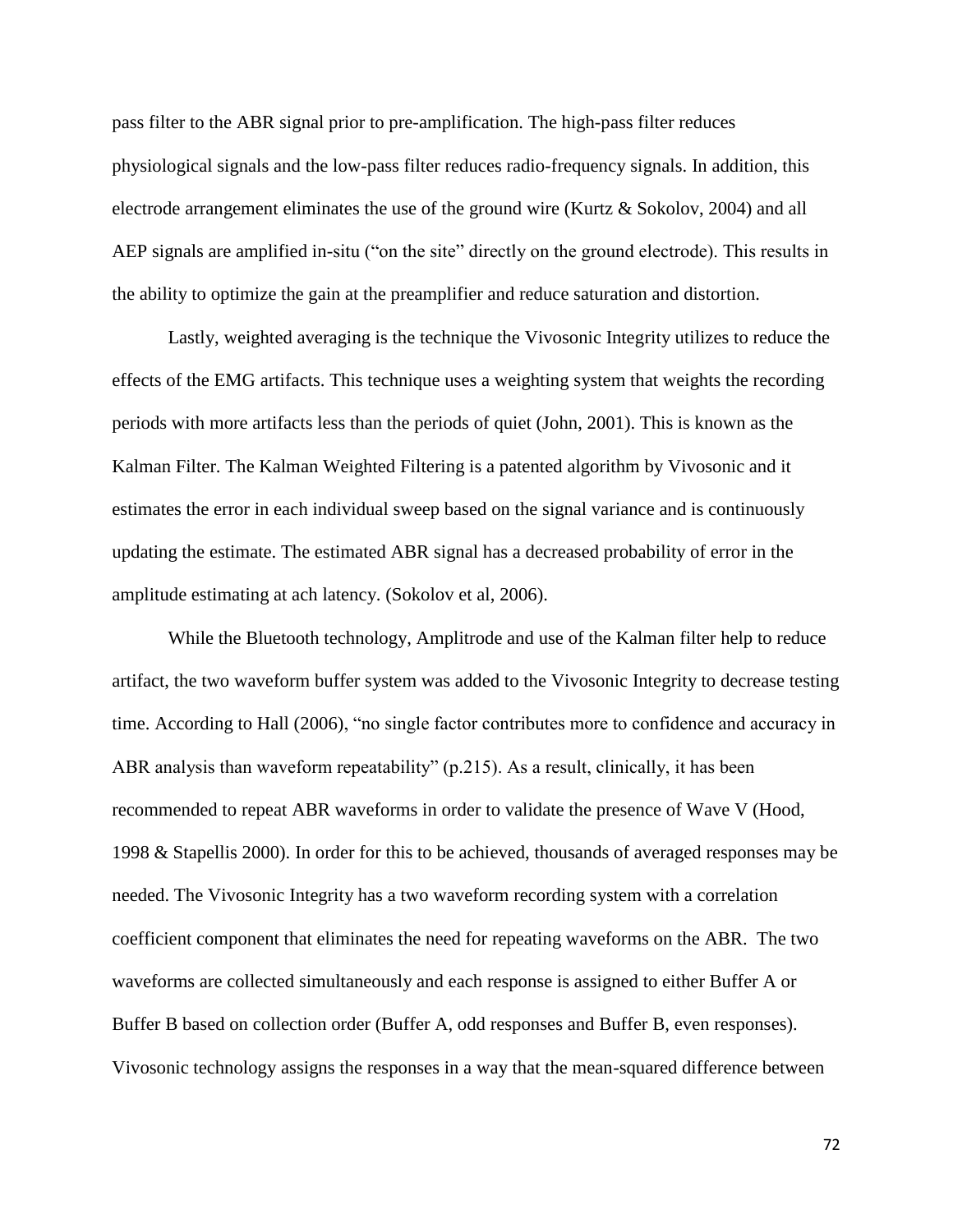pass filter to the ABR signal prior to pre-amplification. The high-pass filter reduces physiological signals and the low-pass filter reduces radio-frequency signals. In addition, this electrode arrangement eliminates the use of the ground wire (Kurtz & Sokolov, 2004) and all AEP signals are amplified in-situ ("on the site" directly on the ground electrode). This results in the ability to optimize the gain at the preamplifier and reduce saturation and distortion.

Lastly, weighted averaging is the technique the Vivosonic Integrity utilizes to reduce the effects of the EMG artifacts. This technique uses a weighting system that weights the recording periods with more artifacts less than the periods of quiet (John, 2001). This is known as the Kalman Filter. The Kalman Weighted Filtering is a patented algorithm by Vivosonic and it estimates the error in each individual sweep based on the signal variance and is continuously updating the estimate. The estimated ABR signal has a decreased probability of error in the amplitude estimating at ach latency. (Sokolov et al, 2006).

While the Bluetooth technology, Amplitrode and use of the Kalman filter help to reduce artifact, the two waveform buffer system was added to the Vivosonic Integrity to decrease testing time. According to Hall (2006), "no single factor contributes more to confidence and accuracy in ABR analysis than waveform repeatability" (p.215). As a result, clinically, it has been recommended to repeat ABR waveforms in order to validate the presence of Wave V (Hood, 1998 & Stapellis 2000). In order for this to be achieved, thousands of averaged responses may be needed. The Vivosonic Integrity has a two waveform recording system with a correlation coefficient component that eliminates the need for repeating waveforms on the ABR. The two waveforms are collected simultaneously and each response is assigned to either Buffer A or Buffer B based on collection order (Buffer A, odd responses and Buffer B, even responses). Vivosonic technology assigns the responses in a way that the mean-squared difference between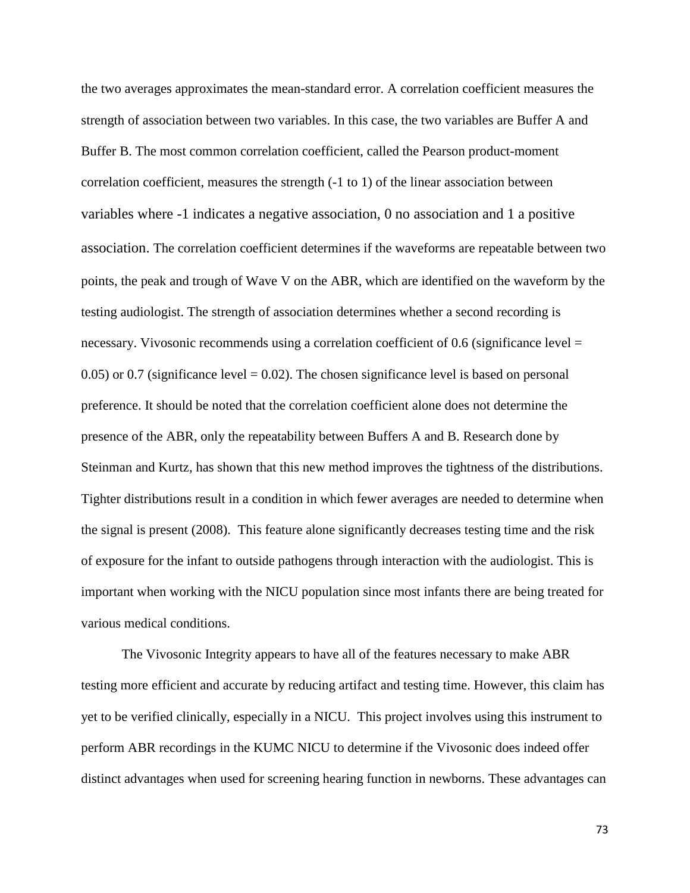the two averages approximates the mean-standard error. A correlation coefficient measures the strength of association between two variables. In this case, the two variables are Buffer A and Buffer B. The most common correlation coefficient, called the Pearson product-moment correlation coefficient, measures the strength (-1 to 1) of the linear association between variables where -1 indicates a negative association, 0 no association and 1 a positive association. The correlation coefficient determines if the waveforms are repeatable between two points, the peak and trough of Wave V on the ABR, which are identified on the waveform by the testing audiologist. The strength of association determines whether a second recording is necessary. Vivosonic recommends using a correlation coefficient of 0.6 (significance level = 0.05) or 0.7 (significance level = 0.02). The chosen significance level is based on personal preference. It should be noted that the correlation coefficient alone does not determine the presence of the ABR, only the repeatability between Buffers A and B. Research done by Steinman and Kurtz, has shown that this new method improves the tightness of the distributions. Tighter distributions result in a condition in which fewer averages are needed to determine when the signal is present (2008). This feature alone significantly decreases testing time and the risk of exposure for the infant to outside pathogens through interaction with the audiologist. This is important when working with the NICU population since most infants there are being treated for various medical conditions.

The Vivosonic Integrity appears to have all of the features necessary to make ABR testing more efficient and accurate by reducing artifact and testing time. However, this claim has yet to be verified clinically, especially in a NICU. This project involves using this instrument to perform ABR recordings in the KUMC NICU to determine if the Vivosonic does indeed offer distinct advantages when used for screening hearing function in newborns. These advantages can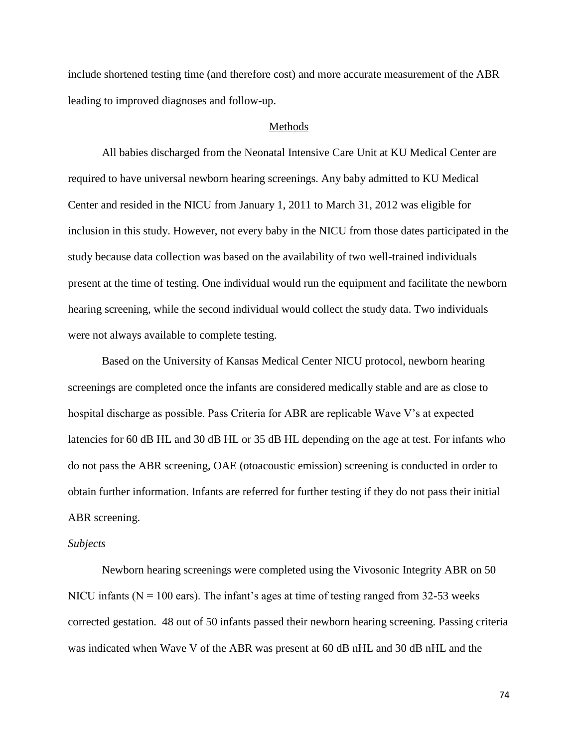include shortened testing time (and therefore cost) and more accurate measurement of the ABR leading to improved diagnoses and follow-up.

## Methods

All babies discharged from the Neonatal Intensive Care Unit at KU Medical Center are required to have universal newborn hearing screenings. Any baby admitted to KU Medical Center and resided in the NICU from January 1, 2011 to March 31, 2012 was eligible for inclusion in this study. However, not every baby in the NICU from those dates participated in the study because data collection was based on the availability of two well-trained individuals present at the time of testing. One individual would run the equipment and facilitate the newborn hearing screening, while the second individual would collect the study data. Two individuals were not always available to complete testing.

Based on the University of Kansas Medical Center NICU protocol, newborn hearing screenings are completed once the infants are considered medically stable and are as close to hospital discharge as possible. Pass Criteria for ABR are replicable Wave V's at expected latencies for 60 dB HL and 30 dB HL or 35 dB HL depending on the age at test. For infants who do not pass the ABR screening, OAE (otoacoustic emission) screening is conducted in order to obtain further information. Infants are referred for further testing if they do not pass their initial ABR screening.

### *Subjects*

Newborn hearing screenings were completed using the Vivosonic Integrity ABR on 50 NICU infants (N = 100 ears). The infant's ages at time of testing ranged from 32-53 weeks corrected gestation. 48 out of 50 infants passed their newborn hearing screening. Passing criteria was indicated when Wave V of the ABR was present at 60 dB nHL and 30 dB nHL and the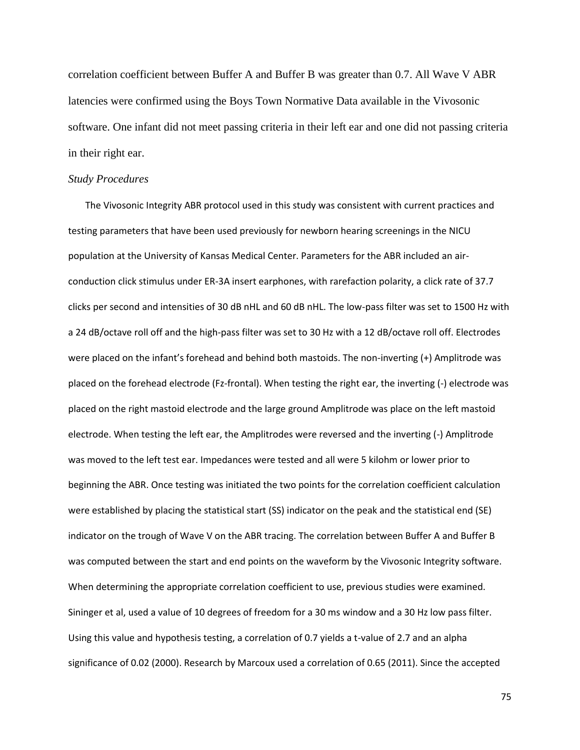correlation coefficient between Buffer A and Buffer B was greater than 0.7. All Wave V ABR latencies were confirmed using the Boys Town Normative Data available in the Vivosonic software. One infant did not meet passing criteria in their left ear and one did not passing criteria in their right ear.

*Study Procedures*

The Vivosonic Integrity ABR protocol used in this study was consistent with current practices and testing parameters that have been used previously for newborn hearing screenings in the NICU population at the University of Kansas Medical Center. Parameters for the ABR included an air-conduction click stimulus under ER-3A insert earphones, with rarefaction polarity, a click rate of 37.7 clicks per second and intensities of 30 dB nHL and 60 dB nHL. The low-pass filter was set to 1500 Hz with a 24 dB/octave roll off and the high-pass filter was set to 30 Hz with a 12 dB/octave roll off. Electrodes were placed on the infant's forehead and behind both mastoids. The non-inverting (+) Amplitrode was placed on the forehead electrode (Fz-frontal). When testing the right ear, the inverting (-) electrode was placed on the right mastoid electrode and the large ground Amplitrode was place on the left mastoid electrode. When testing the left ear, the Amplitrodes were reversed and the inverting (-) Amplitrode was moved to the left test ear. Impedances were tested and all were 5 kilohm or lower prior to beginning the ABR. Once testing was initiated the two points for the correlation coefficient calculation were established by placing the statistical start (SS) indicator on the peak and the statistical end (SE) indicator on the trough of Wave V on the ABR tracing. The correlation between Buffer A and Buffer B was computed between the start and end points on the waveform by the Vivosonic Integrity software. When determining the appropriate correlation coefficient to use, previous studies were examined. Sininger et al, used a value of 10 degrees of freedom for a 30 ms window and a 30 Hz low pass filter. Using this value and hypothesis testing, a correlation of 0.7 yields a t-value of 2.7 and an alpha significance of 0.02 (2000). Research by Marcoux used a correlation of 0.65 (2011). Since the accepted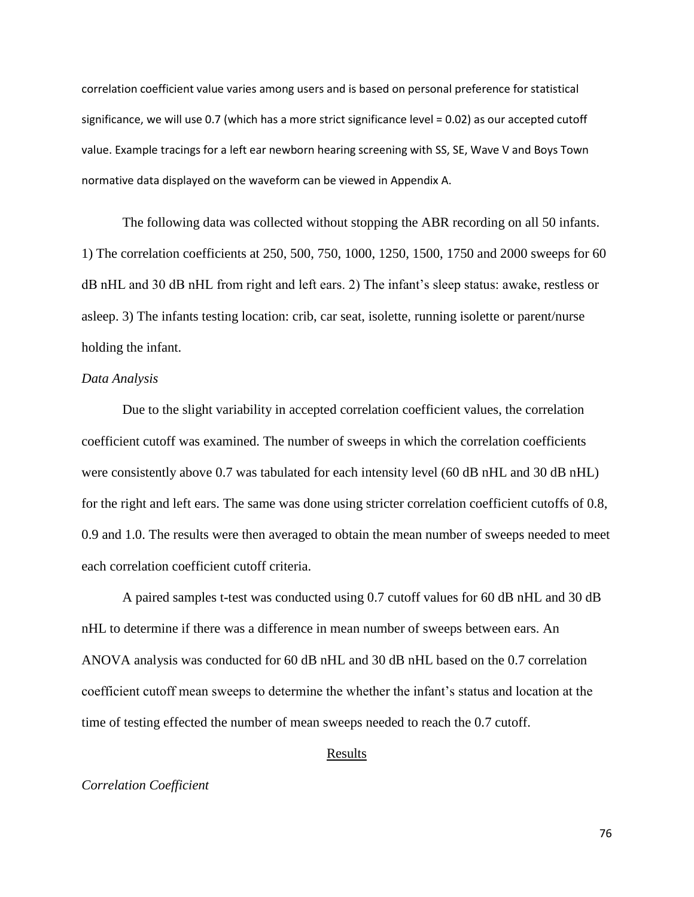correlation coefficient value varies among users and is based on personal preference for statistical significance, we will use 0.7 (which has a more strict significance level = 0.02) as our accepted cutoff value. Example tracings for a left ear newborn hearing screening with SS, SE, Wave V and Boys Town normative data displayed on the waveform can be viewed in Appendix A.

The following data was collected without stopping the ABR recording on all 50 infants. 1) The correlation coefficients at 250, 500, 750, 1000, 1250, 1500, 1750 and 2000 sweeps for 60 dB nHL and 30 dB nHL from right and left ears. 2) The infant's sleep status: awake, restless or asleep. 3) The infants testing location: crib, car seat, isolette, running isolette or parent/nurse holding the infant.

*Data Analysis*

Due to the slight variability in accepted correlation coefficient values, the correlation coefficient cutoff was examined. The number of sweeps in which the correlation coefficients were consistently above 0.7 was tabulated for each intensity level (60 dB nHL and 30 dB nHL) for the right and left ears. The same was done using stricter correlation coefficient cutoffs of 0.8, 0.9 and 1.0. The results were then averaged to obtain the mean number of sweeps needed to meet each correlation coefficient cutoff criteria.

A paired samples t-test was conducted using 0.7 cutoff values for 60 dB nHL and 30 dB nHL to determine if there was a difference in mean number of sweeps between ears. An ANOVA analysis was conducted for 60 dB nHL and 30 dB nHL based on the 0.7 correlation coefficient cutoff mean sweeps to determine the whether the infant's status and location at the time of testing effected the number of mean sweeps needed to reach the 0.7 cutoff.

## Results

*Correlation Coefficient*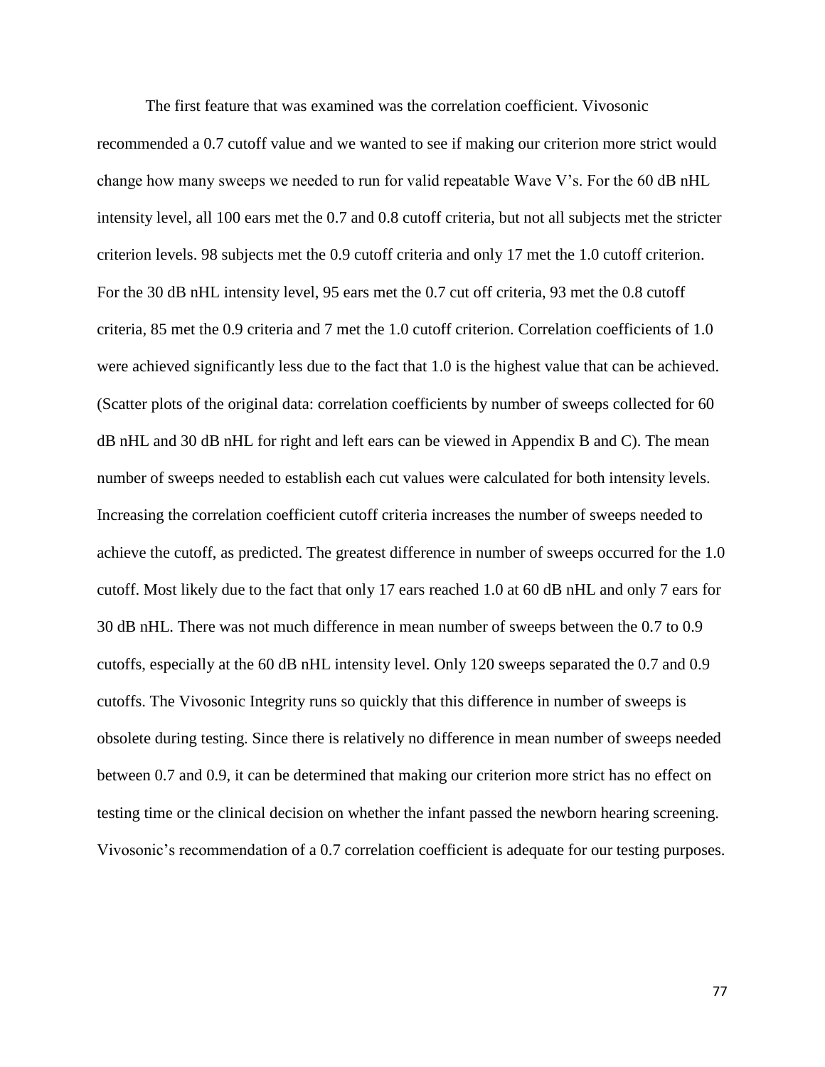The first feature that was examined was the correlation coefficient. Vivosonic recommended a 0.7 cutoff value and we wanted to see if making our criterion more strict would change how many sweeps we needed to run for valid repeatable Wave V's. For the 60 dB nHL intensity level, all 100 ears met the 0.7 and 0.8 cutoff criteria, but not all subjects met the stricter criterion levels. 98 subjects met the 0.9 cutoff criteria and only 17 met the 1.0 cutoff criterion. For the 30 dB nHL intensity level, 95 ears met the 0.7 cut off criteria, 93 met the 0.8 cutoff criteria, 85 met the 0.9 criteria and 7 met the 1.0 cutoff criterion. Correlation coefficients of 1.0 were achieved significantly less due to the fact that 1.0 is the highest value that can be achieved. (Scatter plots of the original data: correlation coefficients by number of sweeps collected for 60 dB nHL and 30 dB nHL for right and left ears can be viewed in Appendix B and C). The mean number of sweeps needed to establish each cut values were calculated for both intensity levels. Increasing the correlation coefficient cutoff criteria increases the number of sweeps needed to achieve the cutoff, as predicted. The greatest difference in number of sweeps occurred for the 1.0 cutoff. Most likely due to the fact that only 17 ears reached 1.0 at 60 dB nHL and only 7 ears for 30 dB nHL. There was not much difference in mean number of sweeps between the 0.7 to 0.9 cutoffs, especially at the 60 dB nHL intensity level. Only 120 sweeps separated the 0.7 and 0.9 cutoffs. The Vivosonic Integrity runs so quickly that this difference in number of sweeps is obsolete during testing. Since there is relatively no difference in mean number of sweeps needed between 0.7 and 0.9, it can be determined that making our criterion more strict has no effect on testing time or the clinical decision on whether the infant passed the newborn hearing screening. Vivosonic's recommendation of a 0.7 correlation coefficient is adequate for our testing purposes.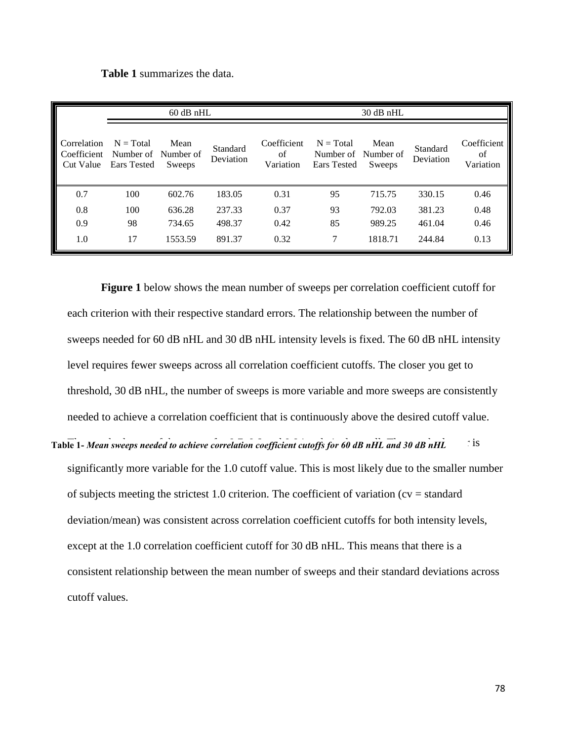**Table 1** summarizes the data.

| | 60 dB nHL | | | | 30 dB nHL | | | |
|---|---|---|---|---|---|---|---|---|
| Correlation Coefficient Cut Value | N = Total Number of Ears Tested | Mean Number of Sweeps | Standard Deviation | Coefficient of Variation | N = Total Number of Ears Tested | Mean Number of Sweeps | Standard Deviation | Coefficient of Variation |
| 0.7 | 100 | 602.76 | 183.05 | 0.31 | 95 | 715.75 | 330.15 | 0.46 |
| 0.8 | 100 | 636.28 | 237.33 | 0.37 | 93 | 792.03 | 381.23 | 0.48 |
| 0.9 | 98 | 734.65 | 498.37 | 0.42 | 85 | 989.25 | 461.04 | 0.46 |
| 1.0 | 17 | 1553.59 | 891.37 | 0.32 | 7 | 1818.71 | 244.84 | 0.13 |

**Table 1-** *Mean sweeps needed to achieve correlation coefficient cutoffs for 60 dB nHL and 30 dB nHL*

**Figure 1** below shows the mean number of sweeps per correlation coefficient cutoff for each criterion with their respective standard errors. The relationship between the number of sweeps needed for 60 dB nHL and 30 dB nHL intensity levels is fixed. The 60 dB nHL intensity level requires fewer sweeps across all correlation coefficient cutoffs. The closer you get to threshold, 30 dB nHL, the number of sweeps is more variable and more sweeps are consistently needed to achieve a correlation coefficient that is continuously above the desired cutoff value. The standard error of the mean for 0.7, 0.8, and 0.9 is relatively small. The standard error is significantly more variable for the 1.0 cutoff value. This is most likely due to the smaller number of subjects meeting the strictest 1.0 criterion. The coefficient of variation (cv = standard deviation/mean) was consistent across correlation coefficient cutoffs for both intensity levels, except at the 1.0 correlation coefficient cutoff for 30 dB nHL. This means that there is a consistent relationship between the mean number of sweeps and their standard deviations across cutoff values.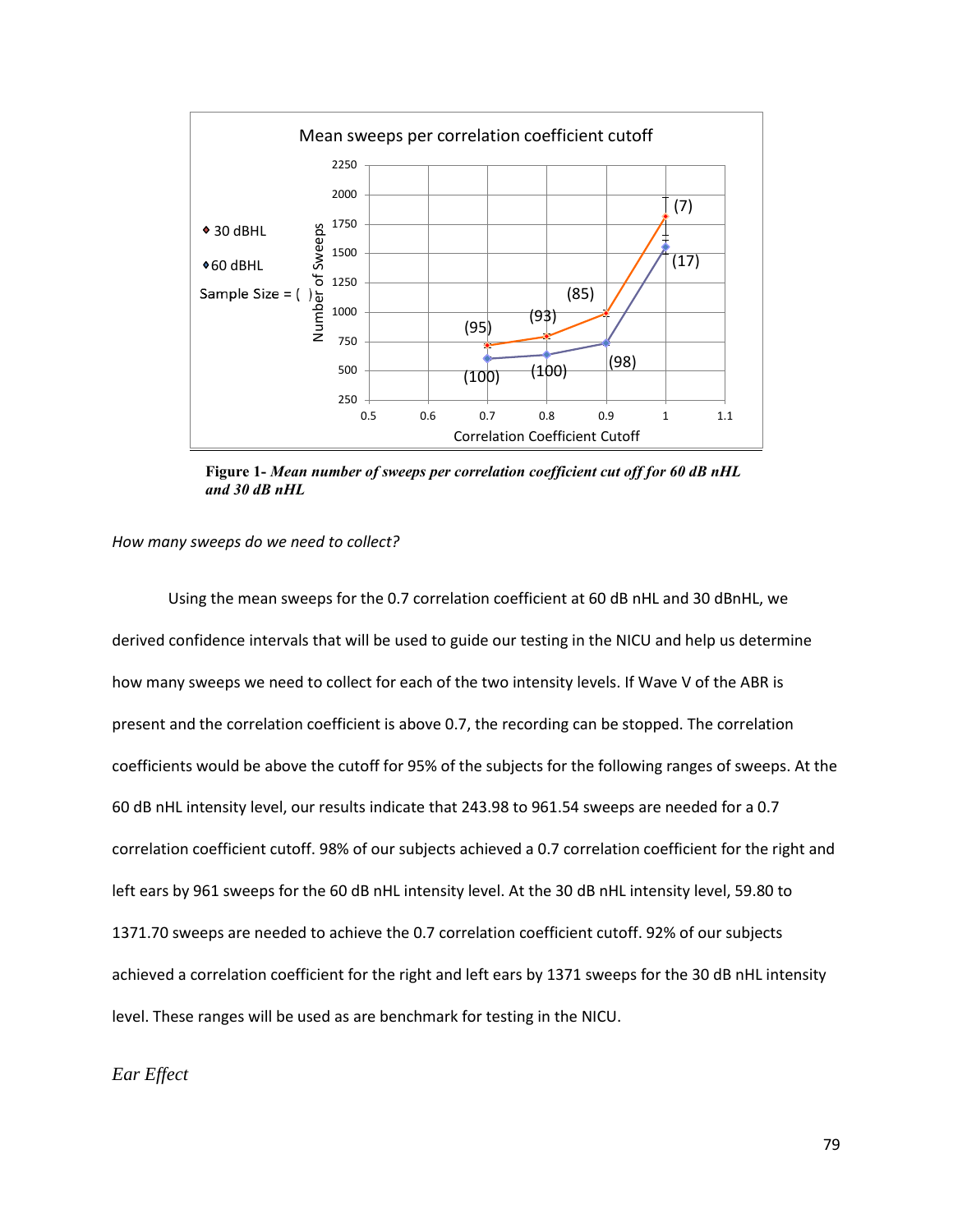**Figure 1-** ***Mean number of sweeps per correlation coefficient cut off for 60 dB nHL and 30 dB nHL***

*How many sweeps do we need to collect?*

Using the mean sweeps for the 0.7 correlation coefficient at 60 dB nHL and 30 dBnHL, we derived confidence intervals that will be used to guide our testing in the NICU and help us determine how many sweeps we need to collect for each of the two intensity levels. If Wave V of the ABR is present and the correlation coefficient is above 0.7, the recording can be stopped. The correlation coefficients would be above the cutoff for 95% of the subjects for the following ranges of sweeps. At the 60 dB nHL intensity level, our results indicate that 243.98 to 961.54 sweeps are needed for a 0.7 correlation coefficient cutoff. 98% of our subjects achieved a 0.7 correlation coefficient for the right and left ears by 961 sweeps for the 60 dB nHL intensity level. At the 30 dB nHL intensity level, 59.80 to 1371.70 sweeps are needed to achieve the 0.7 correlation coefficient cutoff. 92% of our subjects achieved a correlation coefficient for the right and left ears by 1371 sweeps for the 30 dB nHL intensity level. These ranges will be used as are benchmark for testing in the NICU.

*Ear Effect*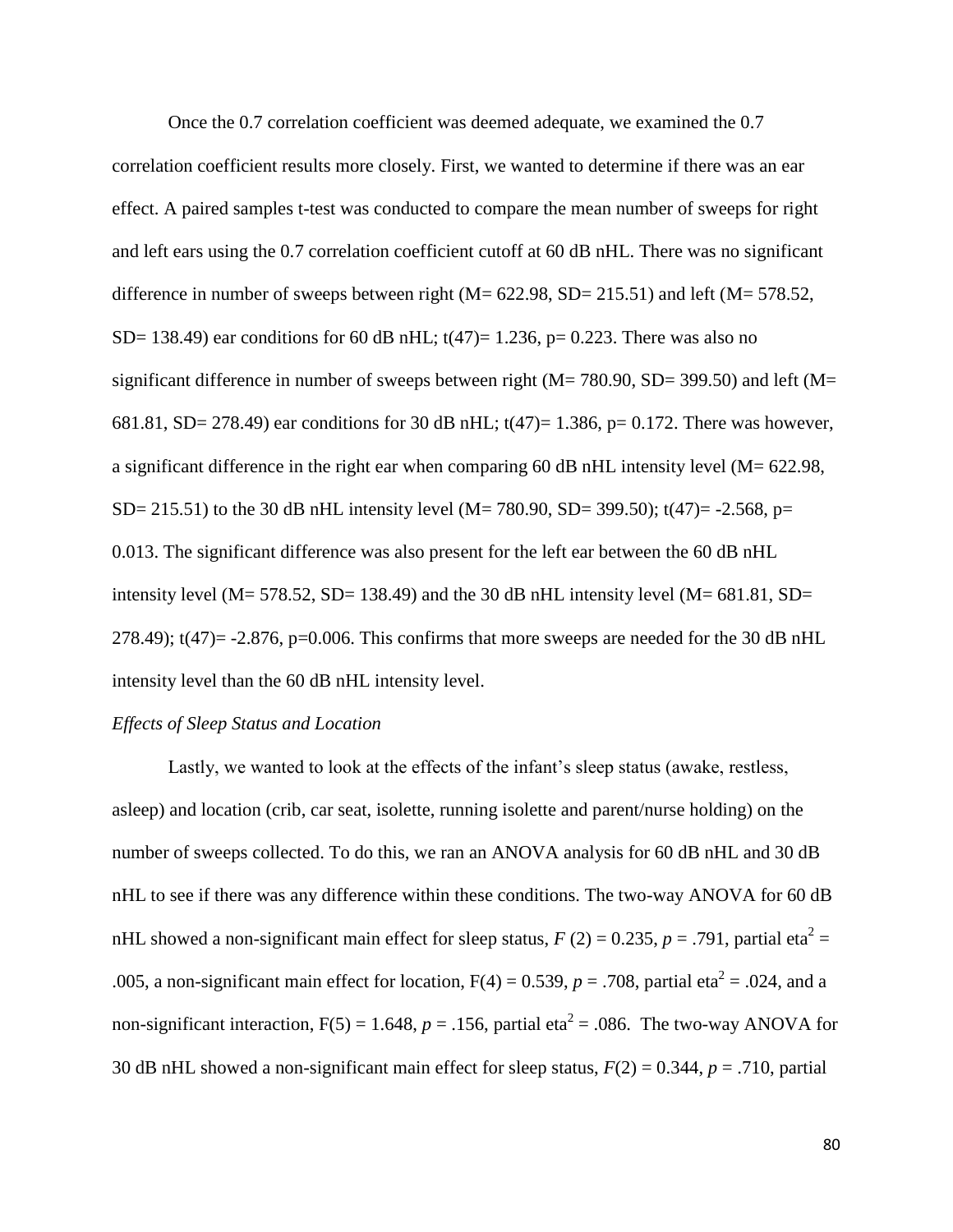Once the 0.7 correlation coefficient was deemed adequate, we examined the 0.7 correlation coefficient results more closely. First, we wanted to determine if there was an ear effect. A paired samples t-test was conducted to compare the mean number of sweeps for right and left ears using the 0.7 correlation coefficient cutoff at 60 dB nHL. There was no significant difference in number of sweeps between right (M= 622.98, SD= 215.51) and left (M= 578.52, SD= 138.49) ear conditions for 60 dB nHL; $t(47)= 1.236$, $p= 0.223$. There was also no significant difference in number of sweeps between right (M= 780.90, SD= 399.50) and left (M= 681.81, SD= 278.49) ear conditions for 30 dB nHL; $t(47)= 1.386$, $p= 0.172$. There was however, a significant difference in the right ear when comparing 60 dB nHL intensity level (M= 622.98, SD= 215.51) to the 30 dB nHL intensity level (M= 780.90, SD= 399.50); $t(47)= -2.568$, $p= 0.013$. The significant difference was also present for the left ear between the 60 dB nHL intensity level (M= 578.52, SD= 138.49) and the 30 dB nHL intensity level (M= 681.81, SD= 278.49); $t(47)= -2.876$, $p=0.006$. This confirms that more sweeps are needed for the 30 dB nHL intensity level than the 60 dB nHL intensity level.

*Effects of Sleep Status and Location*

Lastly, we wanted to look at the effects of the infant's sleep status (awake, restless, asleep) and location (crib, car seat, isolette, running isolette and parent/nurse holding) on the number of sweeps collected. To do this, we ran an ANOVA analysis for 60 dB nHL and 30 dB nHL to see if there was any difference within these conditions. The two-way ANOVA for 60 dB nHL showed a non-significant main effect for sleep status, $F(2) = 0.235$, $p = .791$, partial $\text{eta}^2 = .005$, a non-significant main effect for location, $F(4) = 0.539$, $p = .708$, partial $\text{eta}^2 = .024$, and a non-significant interaction, $F(5) = 1.648$, $p = .156$, partial $\text{eta}^2 = .086$. The two-way ANOVA for 30 dB nHL showed a non-significant main effect for sleep status, $F(2) = 0.344$, $p = .710$, partial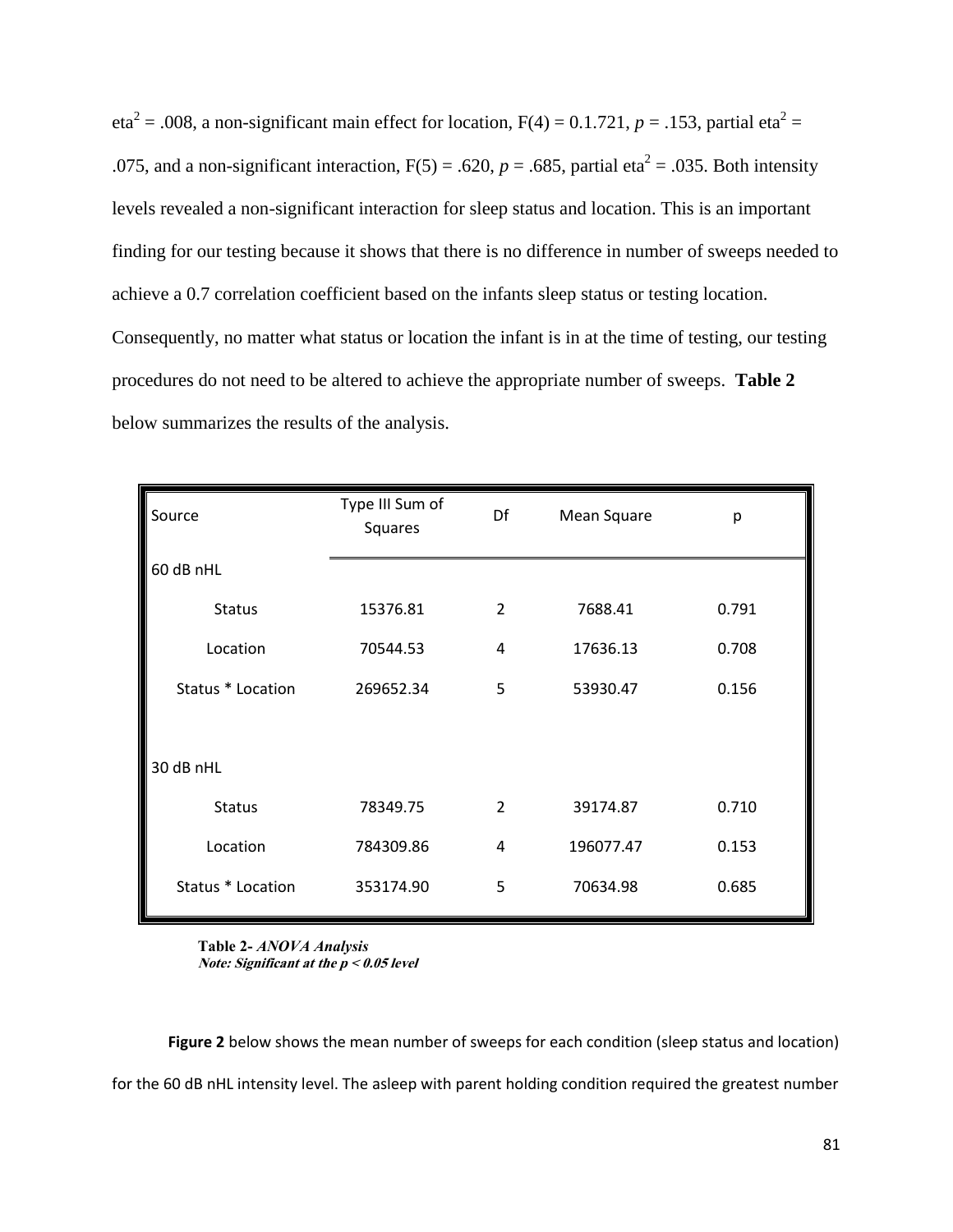$\eta^2$ = .008, a non-significant main effect for location, $F(4) = 0.1.721$, $p = .153$, partial $\eta^2$ = .075, and a non-significant interaction, $F(5) = .620$, $p = .685$, partial $\eta^2$ = .035. Both intensity levels revealed a non-significant interaction for sleep status and location. This is an important finding for our testing because it shows that there is no difference in number of sweeps needed to achieve a 0.7 correlation coefficient based on the infants sleep status or testing location. Consequently, no matter what status or location the infant is in at the time of testing, our testing procedures do not need to be altered to achieve the appropriate number of sweeps. **Table 2** below summarizes the results of the analysis.

| Source | Type III Sum of Squares | Df | Mean Square | p |
|---|---|---|---|---|
| 60 dB nHL | | | | |
| Status | 15376.81 | 2 | 7688.41 | 0.791 |
| Location | 70544.53 | 4 | 17636.13 | 0.708 |
| Status * Location | 269652.34 | 5 | 53930.47 | 0.156 |
| 30 dB nHL | | | | |
| Status | 78349.75 | 2 | 39174.87 | 0.710 |
| Location | 784309.86 | 4 | 196077.47 | 0.153 |
| Status * Location | 353174.90 | 5 | 70634.98 | 0.685 |

**Table 2-** ***ANOVA Analysis***
***Note: Significant at the p < 0.05 level***

**Figure 2** below shows the mean number of sweeps for each condition (sleep status and location) for the 60 dB nHL intensity level. The asleep with parent holding condition required the greatest number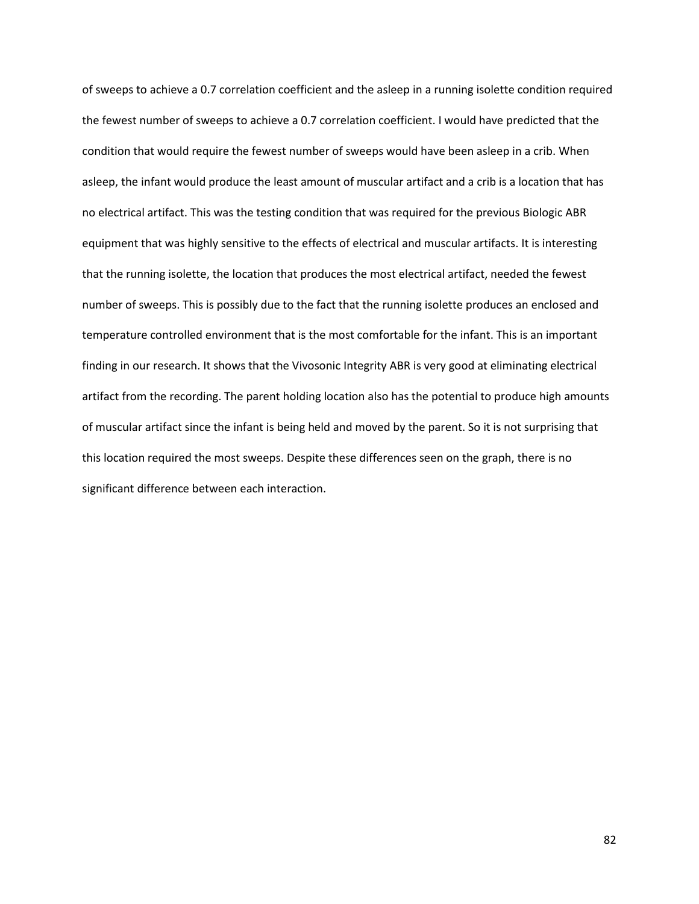of sweeps to achieve a 0.7 correlation coefficient and the asleep in a running isolette condition required the fewest number of sweeps to achieve a 0.7 correlation coefficient. I would have predicted that the condition that would require the fewest number of sweeps would have been asleep in a crib. When asleep, the infant would produce the least amount of muscular artifact and a crib is a location that has no electrical artifact. This was the testing condition that was required for the previous Biologic ABR equipment that was highly sensitive to the effects of electrical and muscular artifacts. It is interesting that the running isolette, the location that produces the most electrical artifact, needed the fewest number of sweeps. This is possibly due to the fact that the running isolette produces an enclosed and temperature controlled environment that is the most comfortable for the infant. This is an important finding in our research. It shows that the Vivosonic Integrity ABR is very good at eliminating electrical artifact from the recording. The parent holding location also has the potential to produce high amounts of muscular artifact since the infant is being held and moved by the parent. So it is not surprising that this location required the most sweeps. Despite these differences seen on the graph, there is no significant difference between each interaction.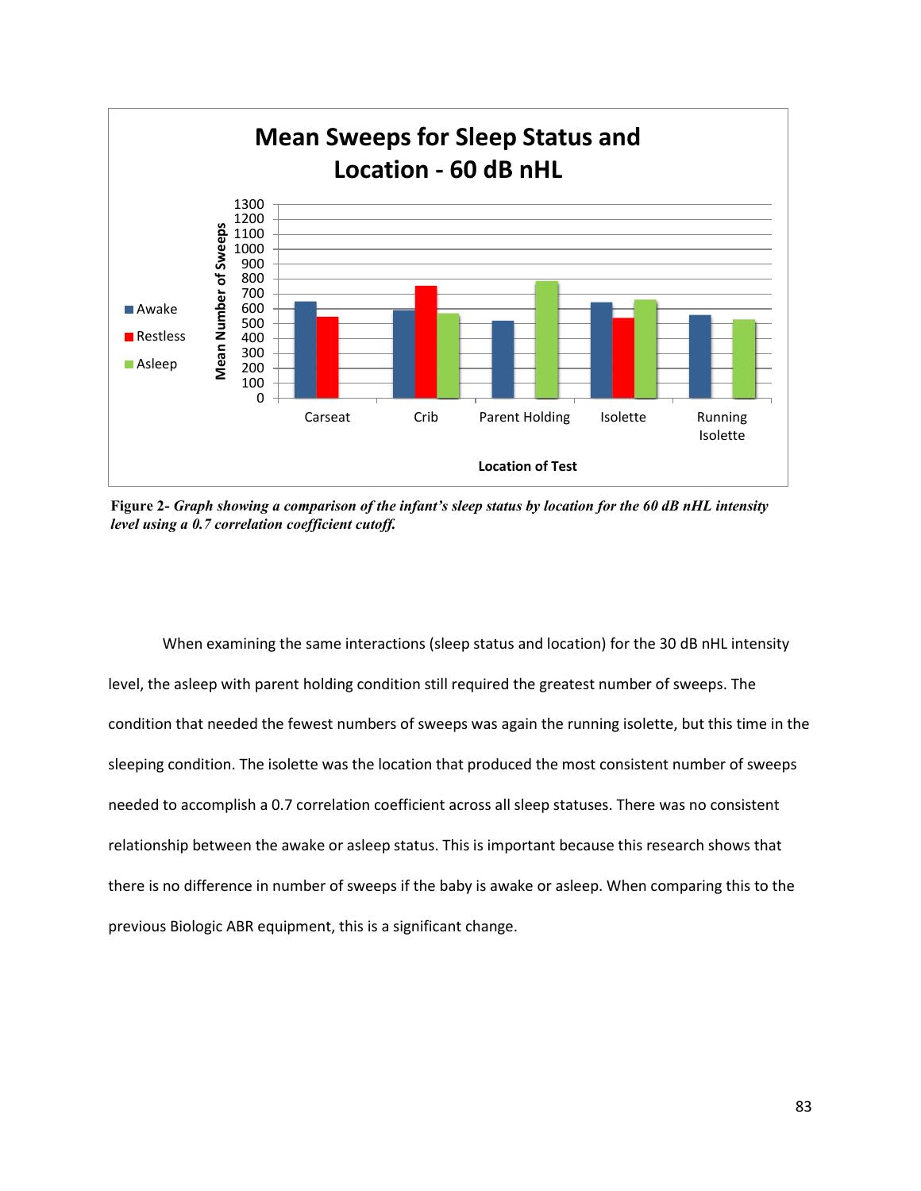**Figure 2-** ***Graph showing a comparison of the infant's sleep status by location for the 60 dB nHL intensity level using a 0.7 correlation coefficient cutoff.***

When examining the same interactions (sleep status and location) for the 30 dB nHL intensity level, the asleep with parent holding condition still required the greatest number of sweeps. The condition that needed the fewest numbers of sweeps was again the running isolette, but this time in the sleeping condition. The isolette was the location that produced the most consistent number of sweeps needed to accomplish a 0.7 correlation coefficient across all sleep statuses. There was no consistent relationship between the awake or asleep status. This is important because this research shows that there is no difference in number of sweeps if the baby is awake or asleep. When comparing this to the previous Biologic ABR equipment, this is a significant change.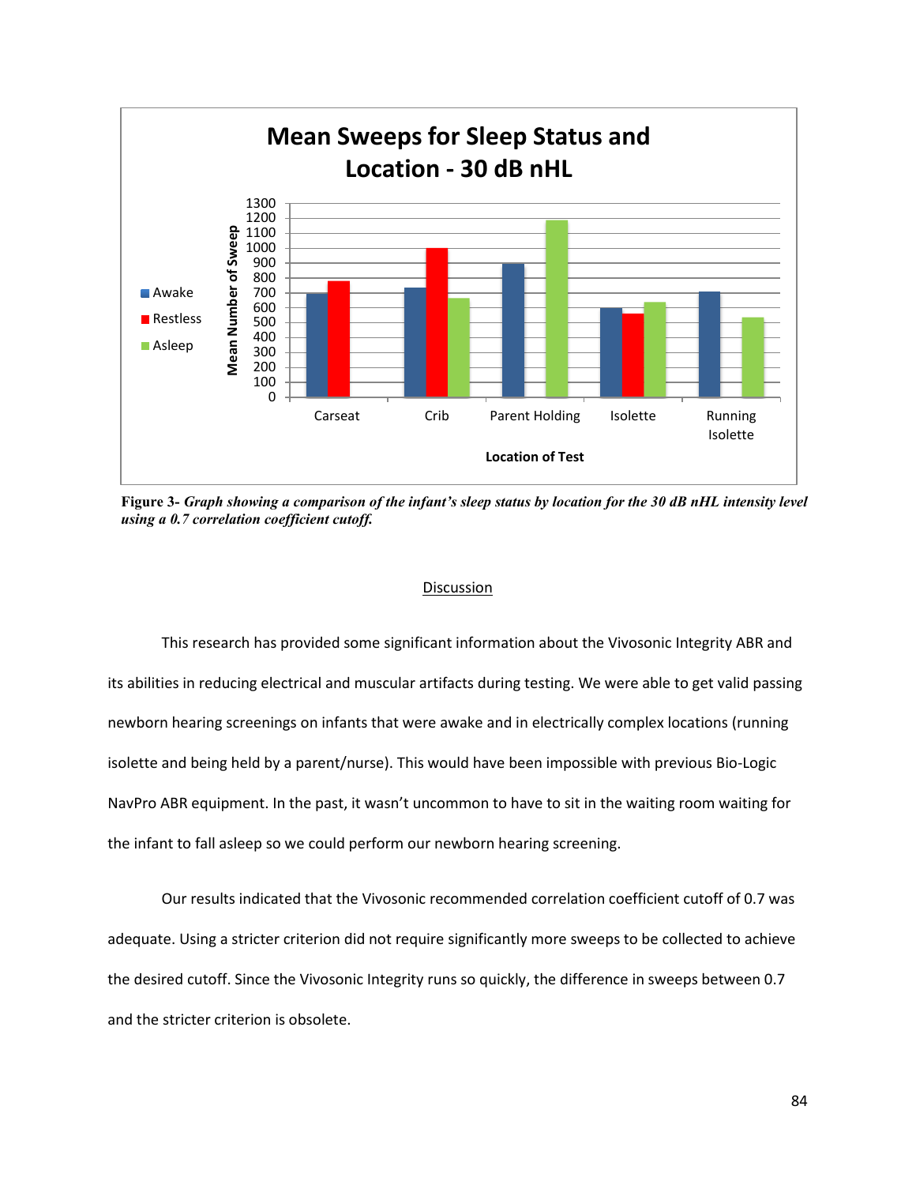**Figure 3-** *Graph showing a comparison of the infant's sleep status by location for the 30 dB nHL intensity level using a 0.7 correlation coefficient cutoff.*

## Discussion

This research has provided some significant information about the Vivosonic Integrity ABR and its abilities in reducing electrical and muscular artifacts during testing. We were able to get valid passing newborn hearing screenings on infants that were awake and in electrically complex locations (running isolette and being held by a parent/nurse). This would have been impossible with previous Bio-Logic NavPro ABR equipment. In the past, it wasn't uncommon to have to sit in the waiting room waiting for the infant to fall asleep so we could perform our newborn hearing screening.

Our results indicated that the Vivosonic recommended correlation coefficient cutoff of 0.7 was adequate. Using a stricter criterion did not require significantly more sweeps to be collected to achieve the desired cutoff. Since the Vivosonic Integrity runs so quickly, the difference in sweeps between 0.7 and the stricter criterion is obsolete.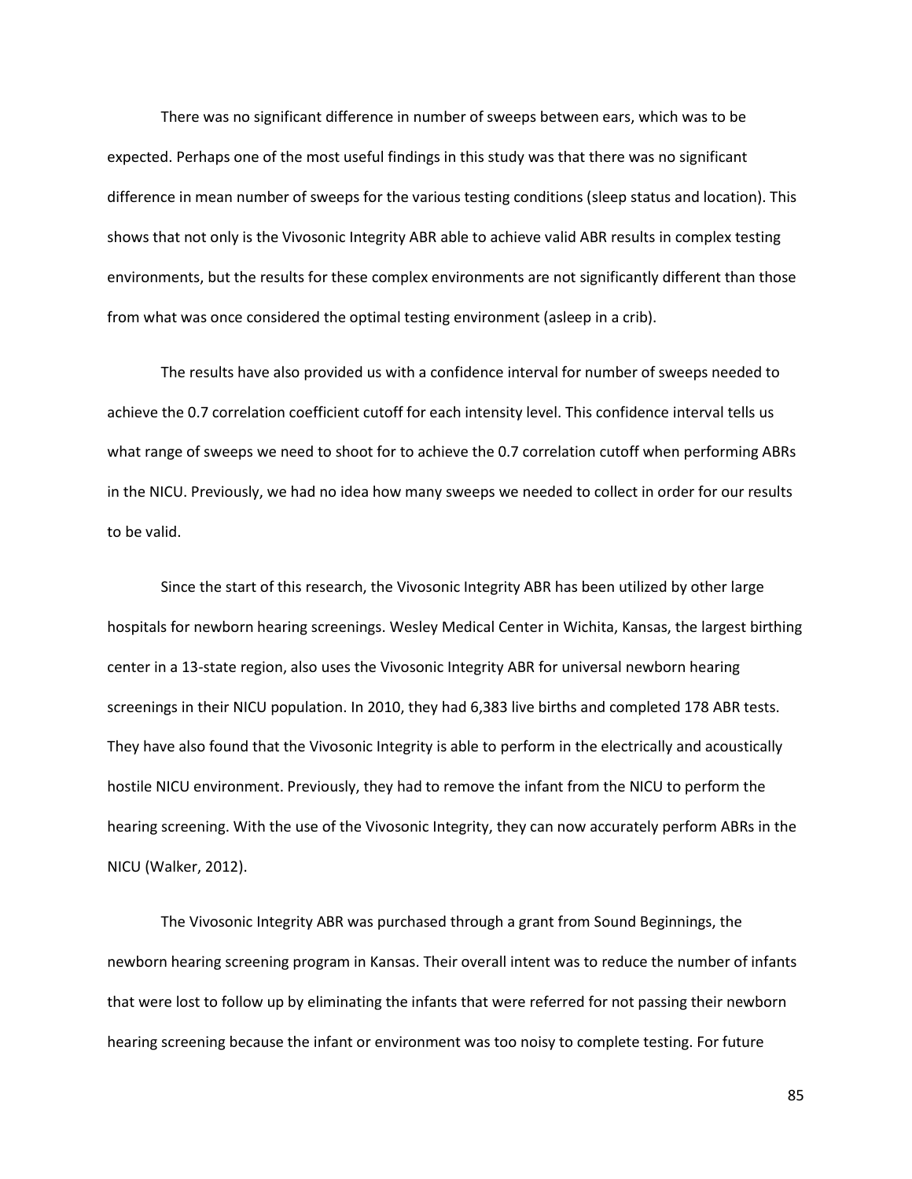There was no significant difference in number of sweeps between ears, which was to be expected. Perhaps one of the most useful findings in this study was that there was no significant difference in mean number of sweeps for the various testing conditions (sleep status and location). This shows that not only is the Vivosonic Integrity ABR able to achieve valid ABR results in complex testing environments, but the results for these complex environments are not significantly different than those from what was once considered the optimal testing environment (asleep in a crib).

The results have also provided us with a confidence interval for number of sweeps needed to achieve the 0.7 correlation coefficient cutoff for each intensity level. This confidence interval tells us what range of sweeps we need to shoot for to achieve the 0.7 correlation cutoff when performing ABRs in the NICU. Previously, we had no idea how many sweeps we needed to collect in order for our results to be valid.

Since the start of this research, the Vivosonic Integrity ABR has been utilized by other large hospitals for newborn hearing screenings. Wesley Medical Center in Wichita, Kansas, the largest birthing center in a 13-state region, also uses the Vivosonic Integrity ABR for universal newborn hearing screenings in their NICU population. In 2010, they had 6,383 live births and completed 178 ABR tests. They have also found that the Vivosonic Integrity is able to perform in the electrically and acoustically hostile NICU environment. Previously, they had to remove the infant from the NICU to perform the hearing screening. With the use of the Vivosonic Integrity, they can now accurately perform ABRs in the NICU (Walker, 2012).

The Vivosonic Integrity ABR was purchased through a grant from Sound Beginnings, the newborn hearing screening program in Kansas. Their overall intent was to reduce the number of infants that were lost to follow up by eliminating the infants that were referred for not passing their newborn hearing screening because the infant or environment was too noisy to complete testing. For future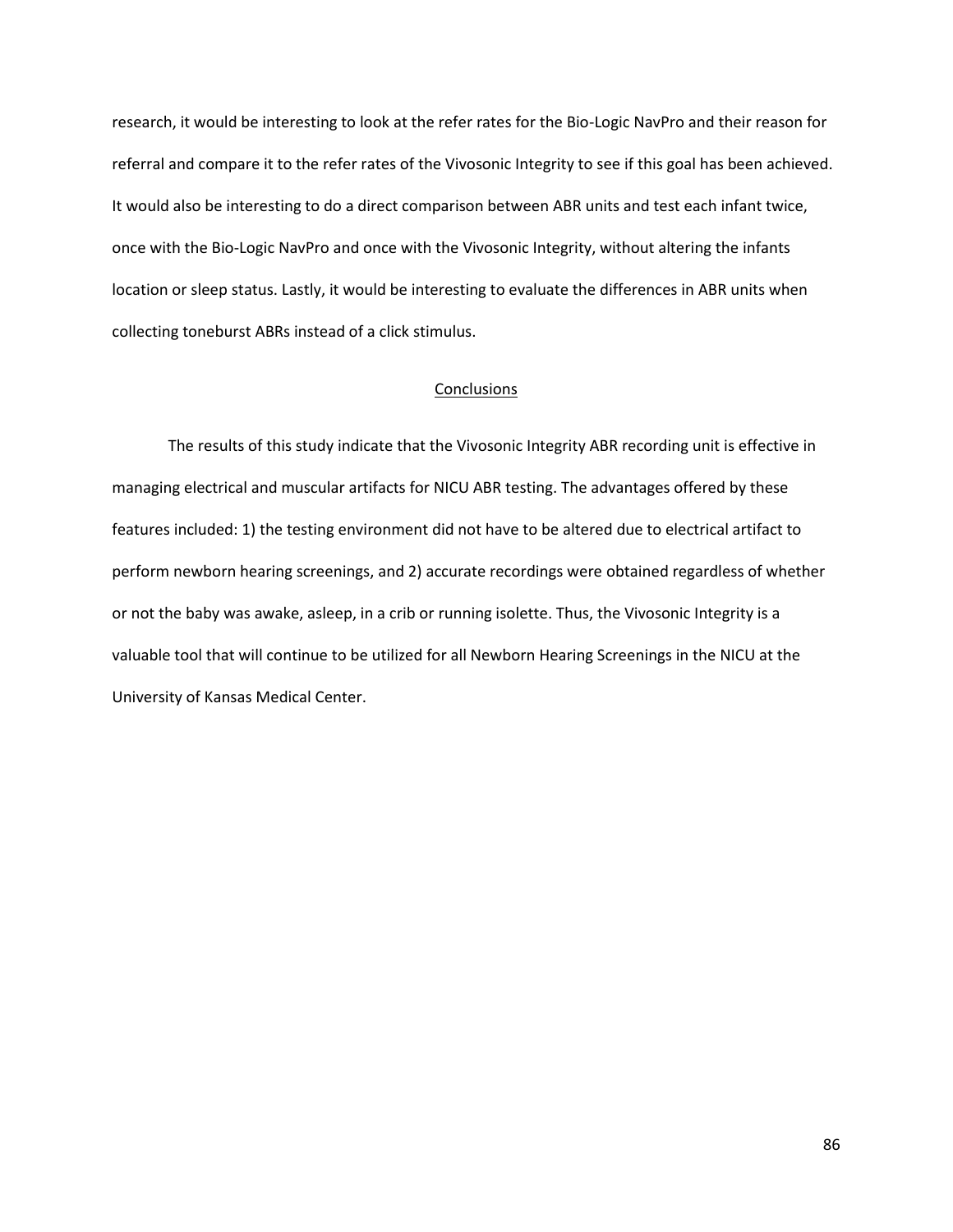research, it would be interesting to look at the refer rates for the Bio-Logic NavPro and their reason for referral and compare it to the refer rates of the Vivosonic Integrity to see if this goal has been achieved. It would also be interesting to do a direct comparison between ABR units and test each infant twice, once with the Bio-Logic NavPro and once with the Vivosonic Integrity, without altering the infants location or sleep status. Lastly, it would be interesting to evaluate the differences in ABR units when collecting toneburst ABRs instead of a click stimulus.

## Conclusions

The results of this study indicate that the Vivosonic Integrity ABR recording unit is effective in managing electrical and muscular artifacts for NICU ABR testing. The advantages offered by these features included: 1) the testing environment did not have to be altered due to electrical artifact to perform newborn hearing screenings, and 2) accurate recordings were obtained regardless of whether or not the baby was awake, asleep, in a crib or running isolette. Thus, the Vivosonic Integrity is a valuable tool that will continue to be utilized for all Newborn Hearing Screenings in the NICU at the University of Kansas Medical Center.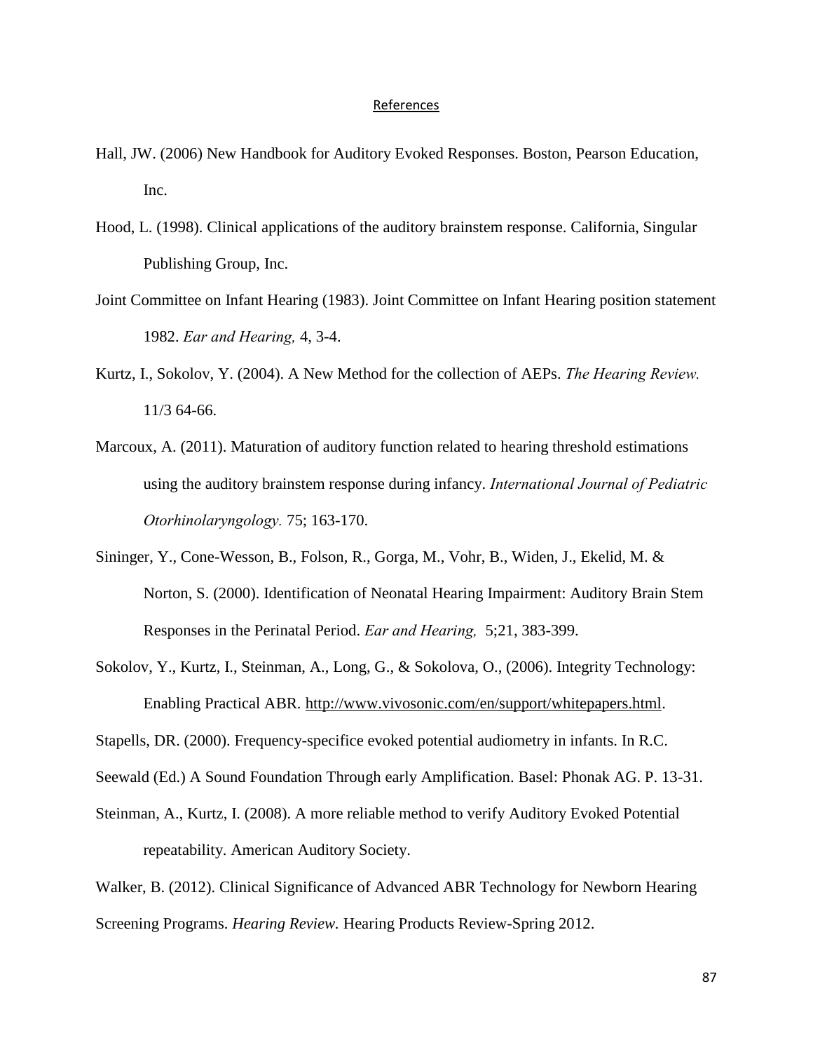# References

Hall, JW. (2006) New Handbook for Auditory Evoked Responses. Boston, Pearson Education, Inc.

Hood, L. (1998). Clinical applications of the auditory brainstem response. California, Singular Publishing Group, Inc.

Joint Committee on Infant Hearing (1983). Joint Committee on Infant Hearing position statement 1982. *Ear and Hearing,* 4, 3-4.

Kurtz, I., Sokolov, Y. (2004). A New Method for the collection of AEPs. *The Hearing Review.* 11/3 64-66.

Marcoux, A. (2011). Maturation of auditory function related to hearing threshold estimations using the auditory brainstem response during infancy. *International Journal of Pediatric Otorhinolaryngology.* 75; 163-170.

Sininger, Y., Cone-Wesson, B., Folson, R., Gorga, M., Vohr, B., Widen, J., Ekelid, M. & Norton, S. (2000). Identification of Neonatal Hearing Impairment: Auditory Brain Stem Responses in the Perinatal Period. *Ear and Hearing,* 5;21, 383-399.

Sokolov, Y., Kurtz, I., Steinman, A., Long, G., & Sokolova, O., (2006). Integrity Technology: Enabling Practical ABR. http://www.vivosonic.com/en/support/whitepapers.html.

Stapells, DR. (2000). Frequency-specifice evoked potential audiometry in infants. In R.C. Seewald (Ed.) A Sound Foundation Through early Amplification. Basel: Phonak AG. P. 13-31.

Steinman, A., Kurtz, I. (2008). A more reliable method to verify Auditory Evoked Potential repeatability. American Auditory Society.

Walker, B. (2012). Clinical Significance of Advanced ABR Technology for Newborn Hearing Screening Programs. *Hearing Review.* Hearing Products Review-Spring 2012.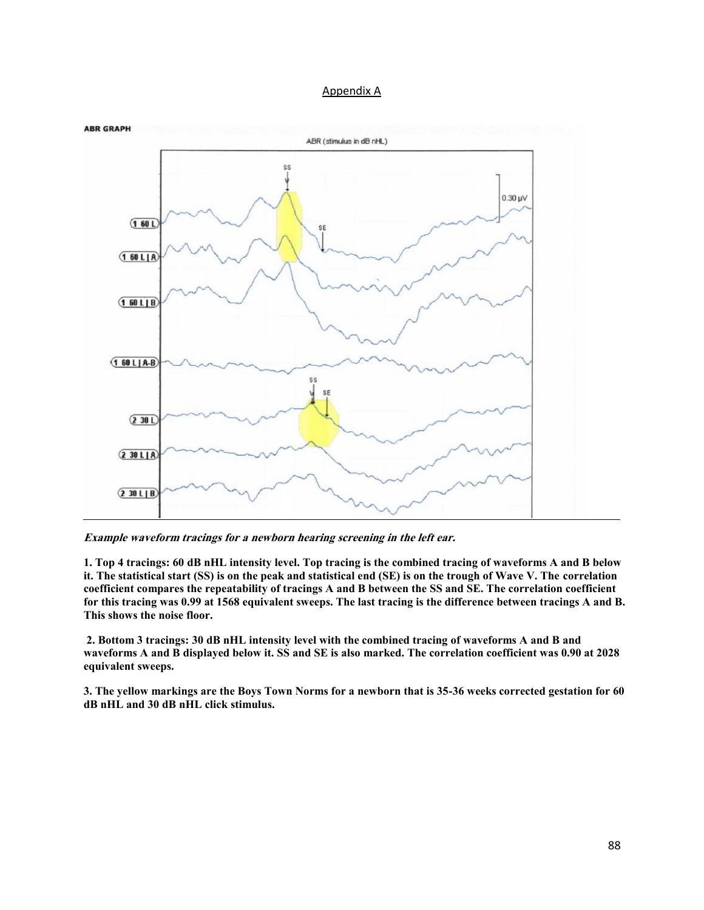## Appendix A

ABR GRAPH

ABR (stimulus in dB nHL)

***Example waveform tracings for a newborn hearing screening in the left ear.***

**1. Top 4 tracings: 60 dB nHL intensity level. Top tracing is the combined tracing of waveforms A and B below it. The statistical start (SS) is on the peak and statistical end (SE) is on the trough of Wave V. The correlation coefficient compares the repeatability of tracings A and B between the SS and SE. The correlation coefficient for this tracing was 0.99 at 1568 equivalent sweeps. The last tracing is the difference between tracings A and B. This shows the noise floor.**

**2. Bottom 3 tracings: 30 dB nHL intensity level with the combined tracing of waveforms A and B and waveforms A and B displayed below it. SS and SE is also marked. The correlation coefficient was 0.90 at 2028 equivalent sweeps.**

**3. The yellow markings are the Boys Town Norms for a newborn that is 35-36 weeks corrected gestation for 60 dB nHL and 30 dB nHL click stimulus.**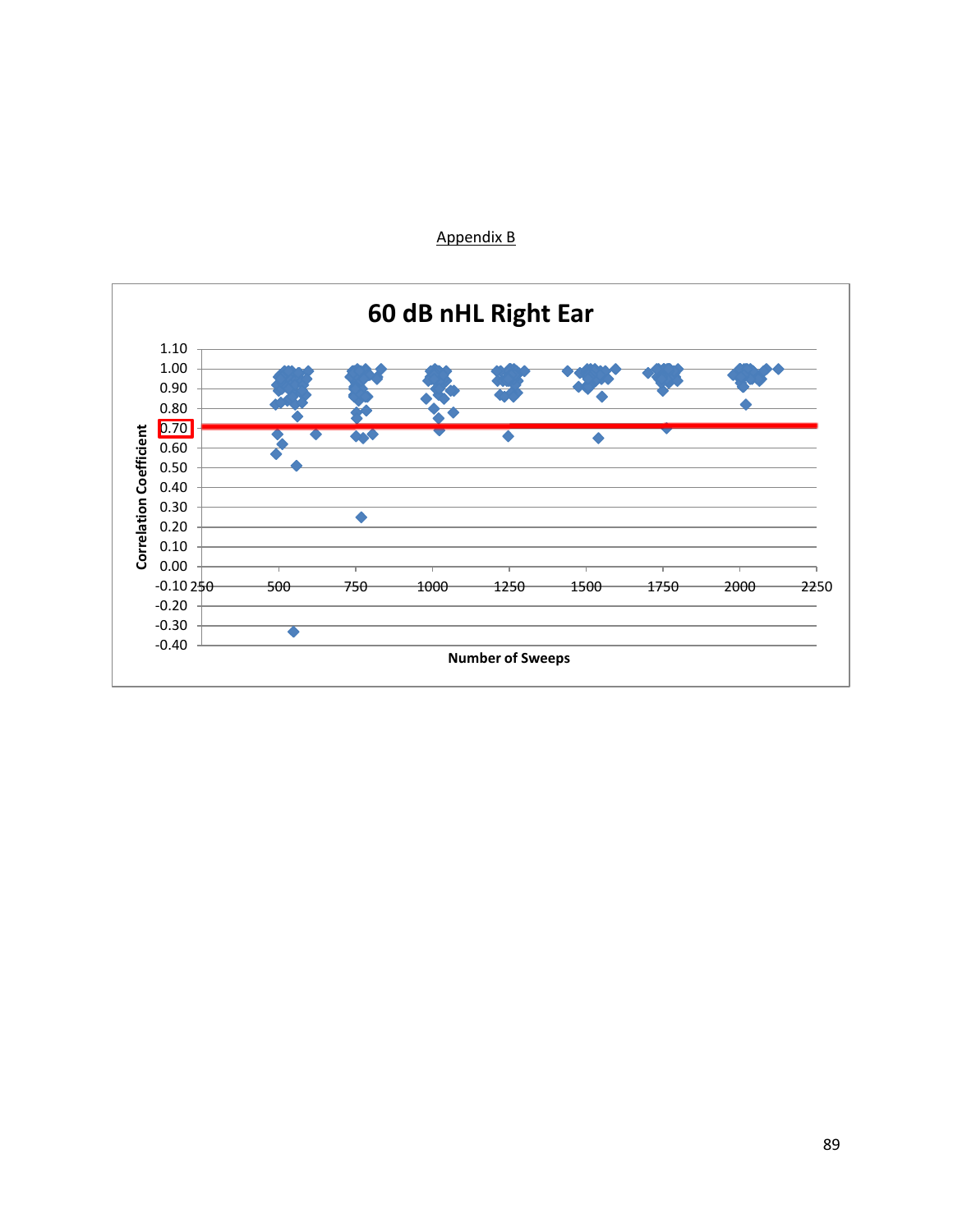Appendix B

60 dB nHL Right Ear

Correlation Coefficient

Number of Sweeps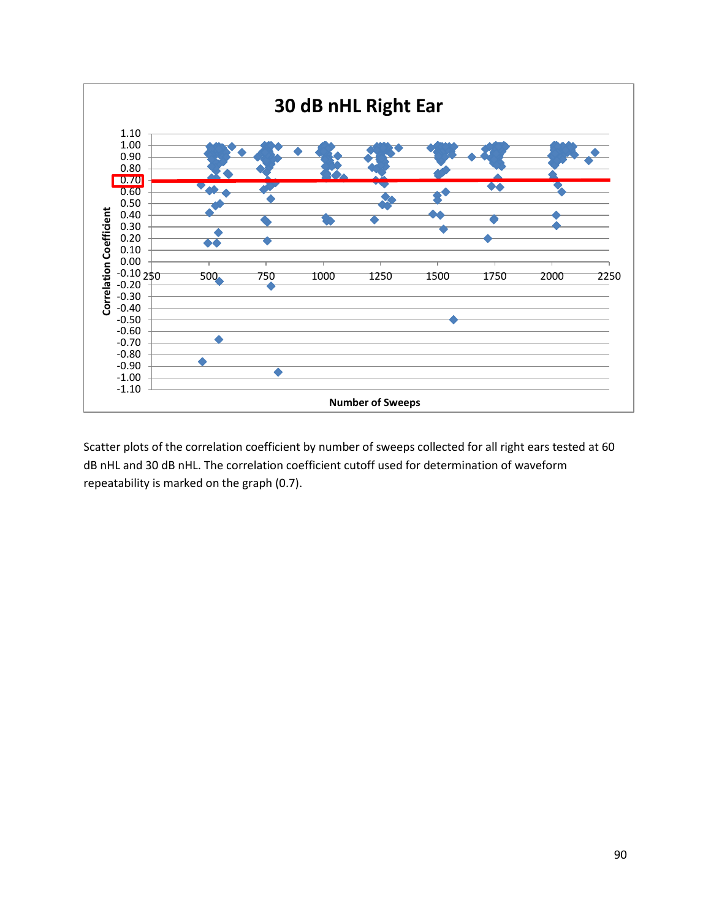**30 dB nHL Right Ear**

Scatter plots of the correlation coefficient by number of sweeps collected for all right ears tested at 60 dB nHL and 30 dB nHL. The correlation coefficient cutoff used for determination of waveform repeatability is marked on the graph (0.7).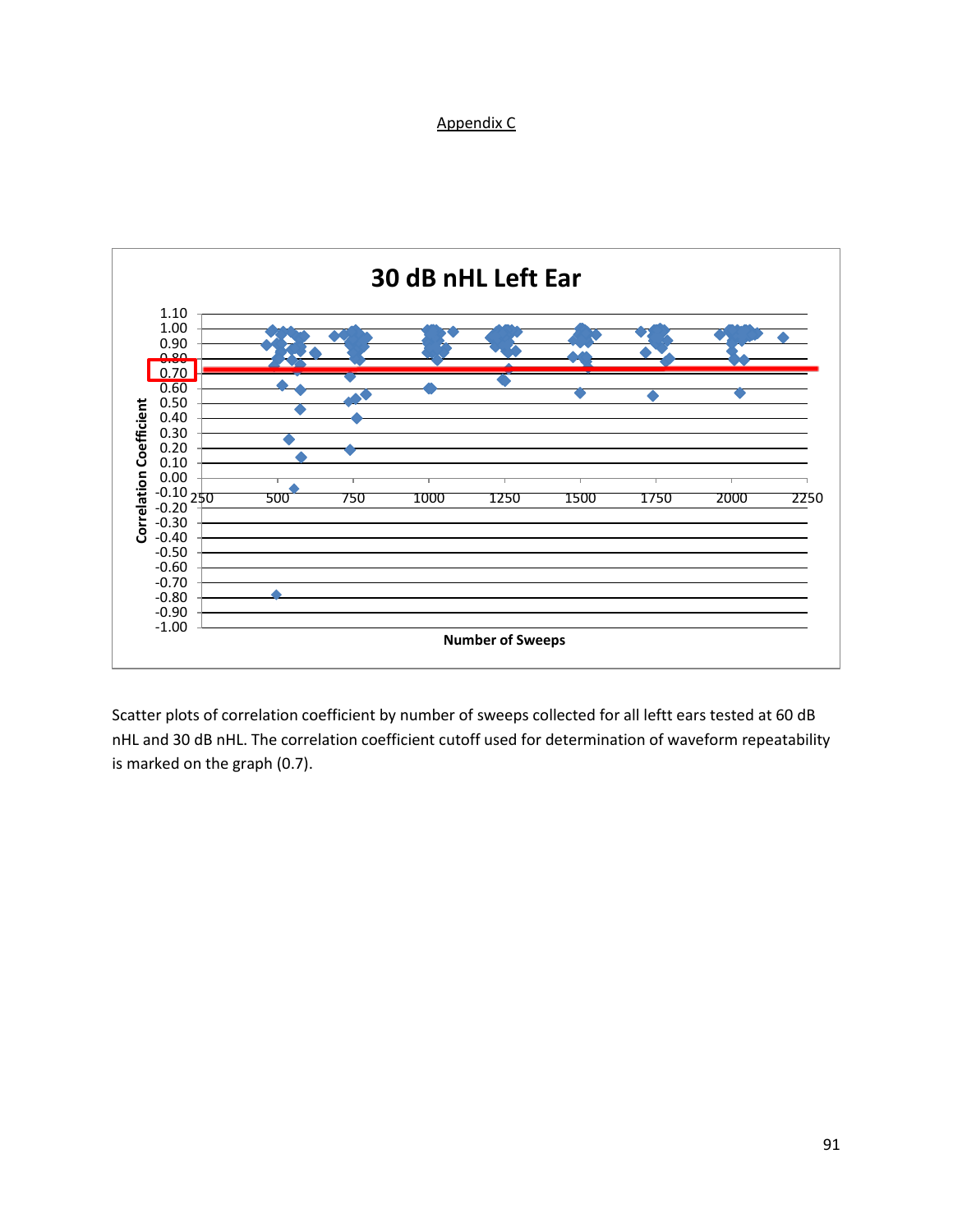Appendix C

30 dB nHL Left Ear

Correlation Coefficient

1.10
1.00
0.90
0.80
0.70
0.60
0.50
0.40
0.30
0.20
0.10
0.00
-0.10
-0.20
-0.30
-0.40
-0.50
-0.60
-0.70
-0.80
-0.90
-1.00

250 500 750 1000 1250 1500 1750 2000 2250

Number of Sweeps

Scatter plots of correlation coefficient by number of sweeps collected for all leftt ears tested at 60 dB nHL and 30 dB nHL. The correlation coefficient cutoff used for determination of waveform repeatability is marked on the graph (0.7).